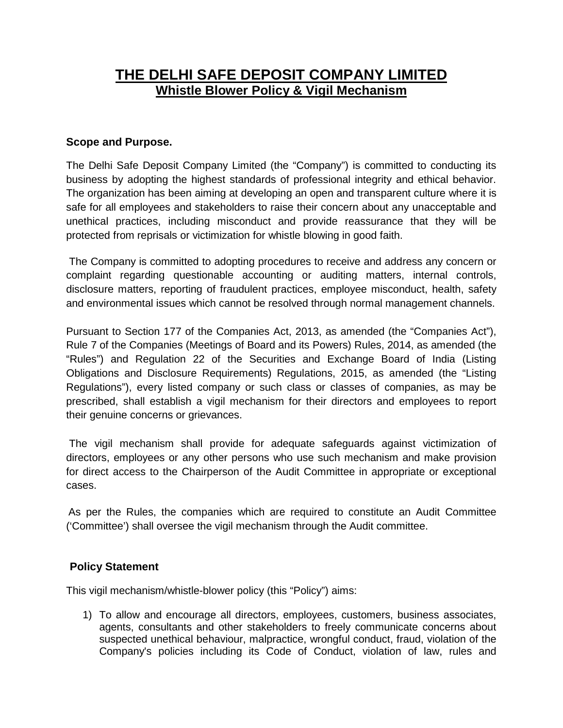# THE DELHI SAFE DEPOSIT COMPANY LIMITED
## Whistle Blower Policy & Vigil Mechanism

### Scope and Purpose.

The Delhi Safe Deposit Company Limited (the "Company") is committed to conducting its business by adopting the highest standards of professional integrity and ethical behavior. The organization has been aiming at developing an open and transparent culture where it is safe for all employees and stakeholders to raise their concern about any unacceptable and unethical practices, including misconduct and provide reassurance that they will be protected from reprisals or victimization for whistle blowing in good faith.

The Company is committed to adopting procedures to receive and address any concern or complaint regarding questionable accounting or auditing matters, internal controls, disclosure matters, reporting of fraudulent practices, employee misconduct, health, safety and environmental issues which cannot be resolved through normal management channels.

Pursuant to Section 177 of the Companies Act, 2013, as amended (the "Companies Act"), Rule 7 of the Companies (Meetings of Board and its Powers) Rules, 2014, as amended (the "Rules") and Regulation 22 of the Securities and Exchange Board of India (Listing Obligations and Disclosure Requirements) Regulations, 2015, as amended (the "Listing Regulations"), every listed company or such class or classes of companies, as may be prescribed, shall establish a vigil mechanism for their directors and employees to report their genuine concerns or grievances.

The vigil mechanism shall provide for adequate safeguards against victimization of directors, employees or any other persons who use such mechanism and make provision for direct access to the Chairperson of the Audit Committee in appropriate or exceptional cases.

As per the Rules, the companies which are required to constitute an Audit Committee ('Committee') shall oversee the vigil mechanism through the Audit committee.

### Policy Statement

This vigil mechanism/whistle-blower policy (this "Policy") aims:

1) To allow and encourage all directors, employees, customers, business associates, agents, consultants and other stakeholders to freely communicate concerns about suspected unethical behaviour, malpractice, wrongful conduct, fraud, violation of the Company's policies including its Code of Conduct, violation of law, rules and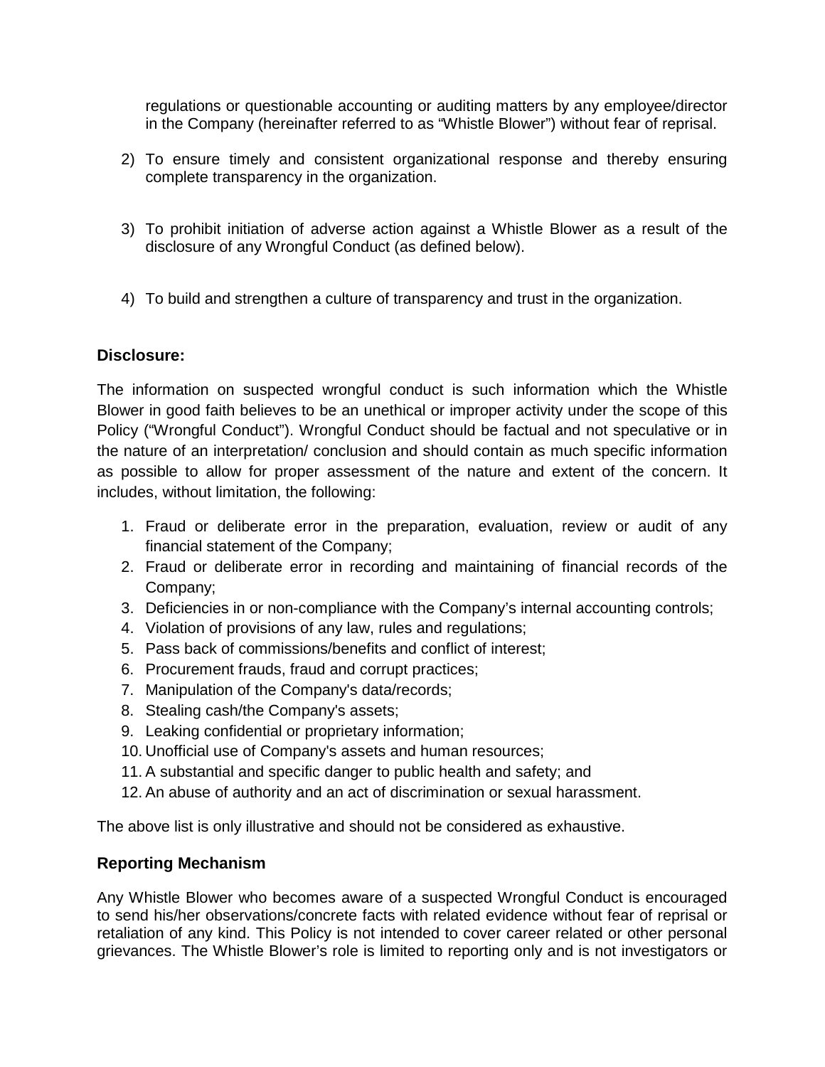regulations or questionable accounting or auditing matters by any employee/director in the Company (hereinafter referred to as "Whistle Blower") without fear of reprisal.

2) To ensure timely and consistent organizational response and thereby ensuring complete transparency in the organization.

3) To prohibit initiation of adverse action against a Whistle Blower as a result of the disclosure of any Wrongful Conduct (as defined below).

4) To build and strengthen a culture of transparency and trust in the organization.

**Disclosure:**

The information on suspected wrongful conduct is such information which the Whistle Blower in good faith believes to be an unethical or improper activity under the scope of this Policy ("Wrongful Conduct"). Wrongful Conduct should be factual and not speculative or in the nature of an interpretation/ conclusion and should contain as much specific information as possible to allow for proper assessment of the nature and extent of the concern. It includes, without limitation, the following:

1. Fraud or deliberate error in the preparation, evaluation, review or audit of any financial statement of the Company;
2. Fraud or deliberate error in recording and maintaining of financial records of the Company;
3. Deficiencies in or non-compliance with the Company's internal accounting controls;
4. Violation of provisions of any law, rules and regulations;
5. Pass back of commissions/benefits and conflict of interest;
6. Procurement frauds, fraud and corrupt practices;
7. Manipulation of the Company's data/records;
8. Stealing cash/the Company's assets;
9. Leaking confidential or proprietary information;
10. Unofficial use of Company's assets and human resources;
11. A substantial and specific danger to public health and safety; and
12. An abuse of authority and an act of discrimination or sexual harassment.

The above list is only illustrative and should not be considered as exhaustive.

**Reporting Mechanism**

Any Whistle Blower who becomes aware of a suspected Wrongful Conduct is encouraged to send his/her observations/concrete facts with related evidence without fear of reprisal or retaliation of any kind. This Policy is not intended to cover career related or other personal grievances. The Whistle Blower's role is limited to reporting only and is not investigators or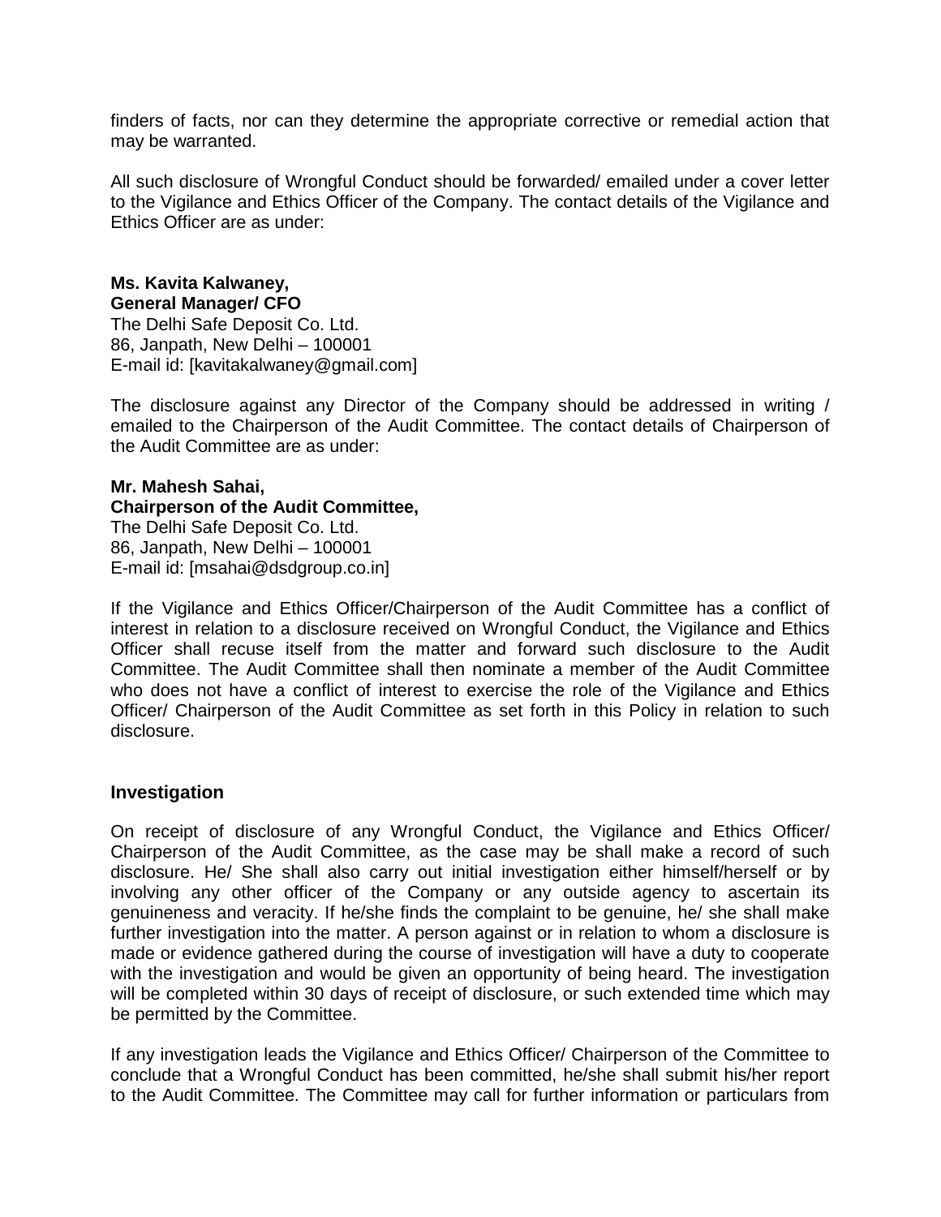finders of facts, nor can they determine the appropriate corrective or remedial action that may be warranted.

All such disclosure of Wrongful Conduct should be forwarded/ emailed under a cover letter to the Vigilance and Ethics Officer of the Company. The contact details of the Vigilance and Ethics Officer are as under:

**Ms. Kavita Kalwaney,**
**General Manager/ CFO**
The Delhi Safe Deposit Co. Ltd.
86, Janpath, New Delhi – 100001
E-mail id: [kavitakalwaney@gmail.com]

The disclosure against any Director of the Company should be addressed in writing / emailed to the Chairperson of the Audit Committee. The contact details of Chairperson of the Audit Committee are as under:

**Mr. Mahesh Sahai,**
**Chairperson of the Audit Committee,**
The Delhi Safe Deposit Co. Ltd.
86, Janpath, New Delhi – 100001
E-mail id: [msahai@dsdgroup.co.in]

If the Vigilance and Ethics Officer/Chairperson of the Audit Committee has a conflict of interest in relation to a disclosure received on Wrongful Conduct, the Vigilance and Ethics Officer shall recuse itself from the matter and forward such disclosure to the Audit Committee. The Audit Committee shall then nominate a member of the Audit Committee who does not have a conflict of interest to exercise the role of the Vigilance and Ethics Officer/ Chairperson of the Audit Committee as set forth in this Policy in relation to such disclosure.

## Investigation

On receipt of disclosure of any Wrongful Conduct, the Vigilance and Ethics Officer/ Chairperson of the Audit Committee, as the case may be shall make a record of such disclosure. He/ She shall also carry out initial investigation either himself/herself or by involving any other officer of the Company or any outside agency to ascertain its genuineness and veracity. If he/she finds the complaint to be genuine, he/ she shall make further investigation into the matter. A person against or in relation to whom a disclosure is made or evidence gathered during the course of investigation will have a duty to cooperate with the investigation and would be given an opportunity of being heard. The investigation will be completed within 30 days of receipt of disclosure, or such extended time which may be permitted by the Committee.

If any investigation leads the Vigilance and Ethics Officer/ Chairperson of the Committee to conclude that a Wrongful Conduct has been committed, he/she shall submit his/her report to the Audit Committee. The Committee may call for further information or particulars from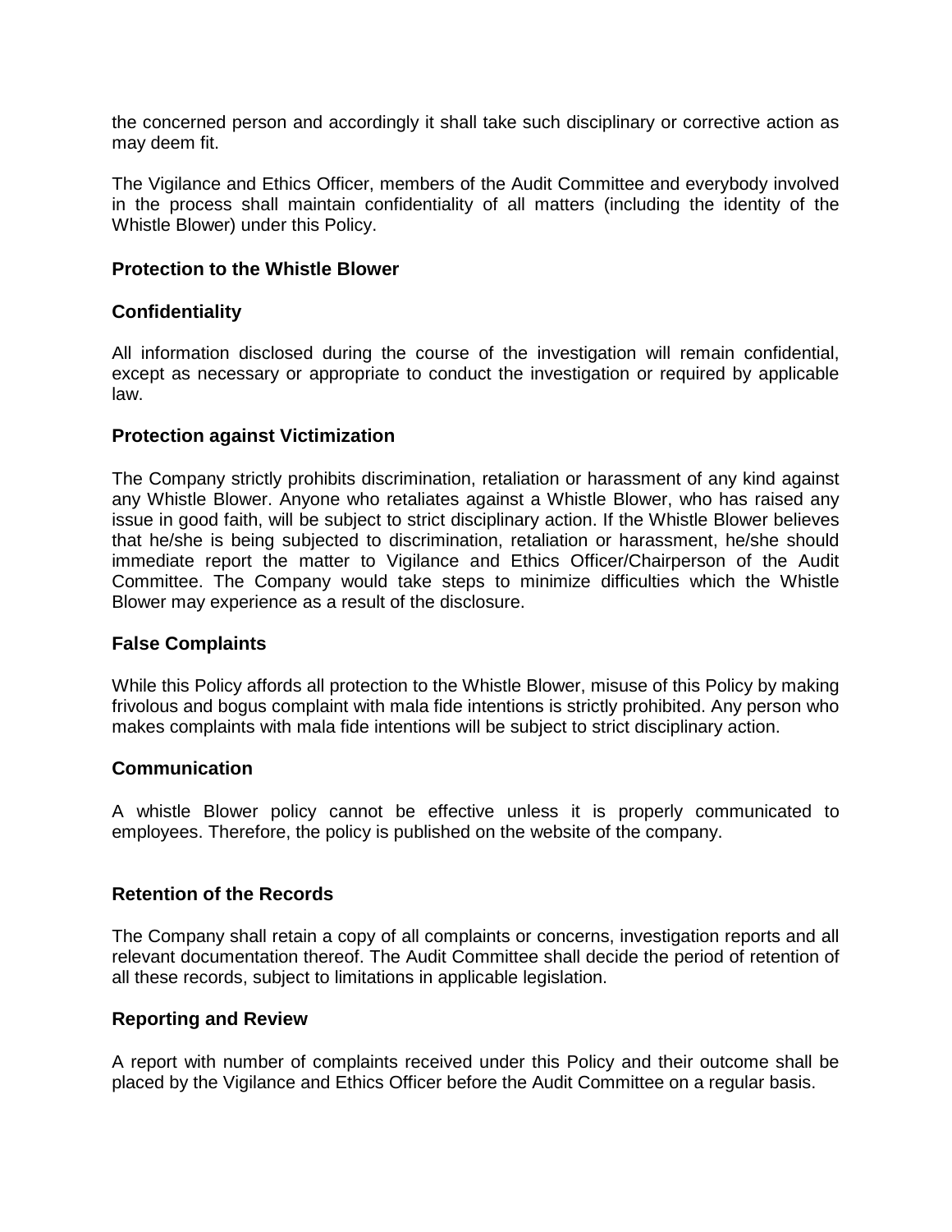the concerned person and accordingly it shall take such disciplinary or corrective action as may deem fit.

The Vigilance and Ethics Officer, members of the Audit Committee and everybody involved in the process shall maintain confidentiality of all matters (including the identity of the Whistle Blower) under this Policy.

## Protection to the Whistle Blower

### Confidentiality

All information disclosed during the course of the investigation will remain confidential, except as necessary or appropriate to conduct the investigation or required by applicable law.

### Protection against Victimization

The Company strictly prohibits discrimination, retaliation or harassment of any kind against any Whistle Blower. Anyone who retaliates against a Whistle Blower, who has raised any issue in good faith, will be subject to strict disciplinary action. If the Whistle Blower believes that he/she is being subjected to discrimination, retaliation or harassment, he/she should immediate report the matter to Vigilance and Ethics Officer/Chairperson of the Audit Committee. The Company would take steps to minimize difficulties which the Whistle Blower may experience as a result of the disclosure.

### False Complaints

While this Policy affords all protection to the Whistle Blower, misuse of this Policy by making frivolous and bogus complaint with mala fide intentions is strictly prohibited. Any person who makes complaints with mala fide intentions will be subject to strict disciplinary action.

### Communication

A whistle Blower policy cannot be effective unless it is properly communicated to employees. Therefore, the policy is published on the website of the company.

### Retention of the Records

The Company shall retain a copy of all complaints or concerns, investigation reports and all relevant documentation thereof. The Audit Committee shall decide the period of retention of all these records, subject to limitations in applicable legislation.

### Reporting and Review

A report with number of complaints received under this Policy and their outcome shall be placed by the Vigilance and Ethics Officer before the Audit Committee on a regular basis.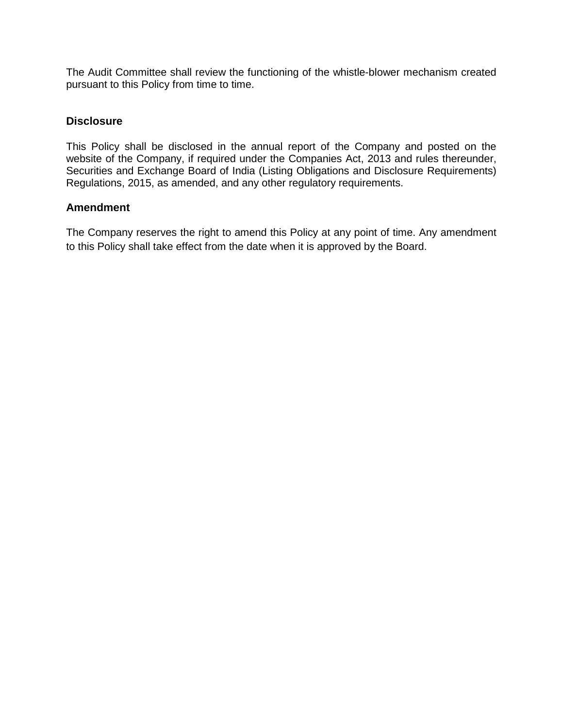The Audit Committee shall review the functioning of the whistle-blower mechanism created pursuant to this Policy from time to time.

## Disclosure

This Policy shall be disclosed in the annual report of the Company and posted on the website of the Company, if required under the Companies Act, 2013 and rules thereunder, Securities and Exchange Board of India (Listing Obligations and Disclosure Requirements) Regulations, 2015, as amended, and any other regulatory requirements.

## Amendment

The Company reserves the right to amend this Policy at any point of time. Any amendment to this Policy shall take effect from the date when it is approved by the Board.